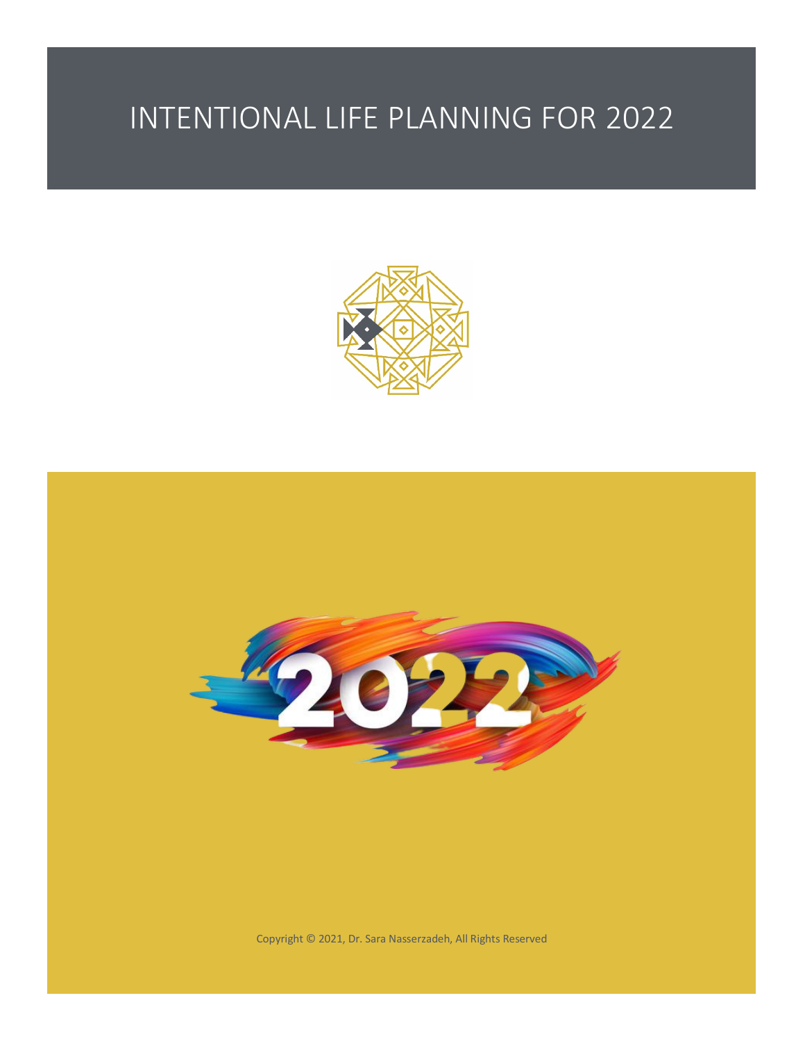# INTENTIONAL LIFE PLANNING FOR 2022

Copyright © 2021, Dr. Sara Nasserzadeh, All Rights Reserved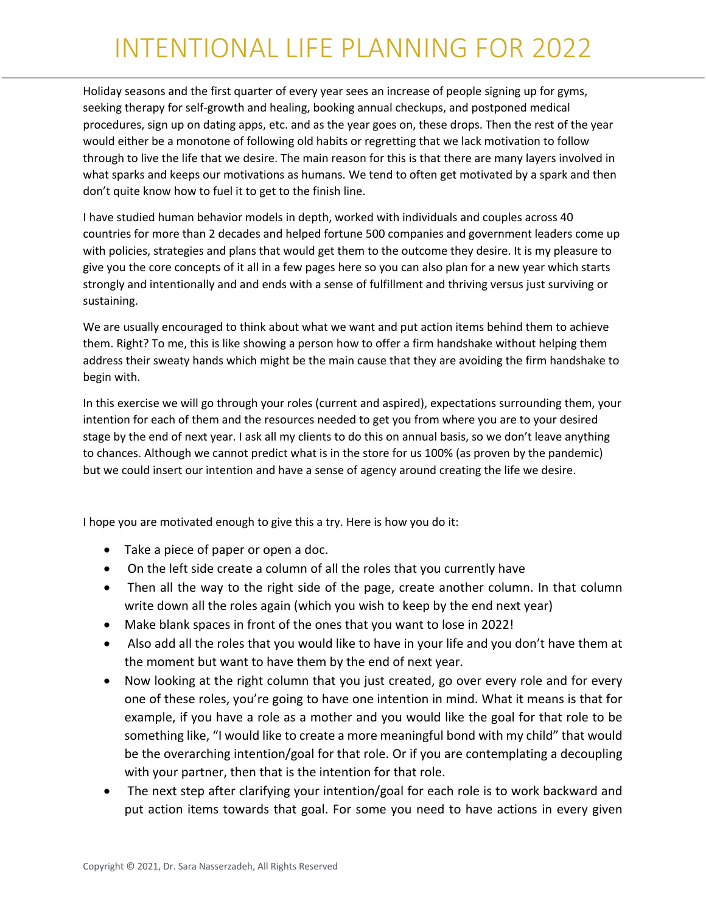# INTENTIONAL LIFE PLANNING FOR 2022

Holiday seasons and the first quarter of every year sees an increase of people signing up for gyms, seeking therapy for self-growth and healing, booking annual checkups, and postponed medical procedures, sign up on dating apps, etc. and as the year goes on, these drops. Then the rest of the year would either be a monotone of following old habits or regretting that we lack motivation to follow through to live the life that we desire. The main reason for this is that there are many layers involved in what sparks and keeps our motivations as humans. We tend to often get motivated by a spark and then don't quite know how to fuel it to get to the finish line.

I have studied human behavior models in depth, worked with individuals and couples across 40 countries for more than 2 decades and helped fortune 500 companies and government leaders come up with policies, strategies and plans that would get them to the outcome they desire. It is my pleasure to give you the core concepts of it all in a few pages here so you can also plan for a new year which starts strongly and intentionally and and ends with a sense of fulfillment and thriving versus just surviving or sustaining.

We are usually encouraged to think about what we want and put action items behind them to achieve them. Right? To me, this is like showing a person how to offer a firm handshake without helping them address their sweaty hands which might be the main cause that they are avoiding the firm handshake to begin with.

In this exercise we will go through your roles (current and aspired), expectations surrounding them, your intention for each of them and the resources needed to get you from where you are to your desired stage by the end of next year. I ask all my clients to do this on annual basis, so we don't leave anything to chances. Although we cannot predict what is in the store for us 100% (as proven by the pandemic) but we could insert our intention and have a sense of agency around creating the life we desire.

I hope you are motivated enough to give this a try. Here is how you do it:

- Take a piece of paper or open a doc.
- On the left side create a column of all the roles that you currently have
- Then all the way to the right side of the page, create another column. In that column write down all the roles again (which you wish to keep by the end next year)
- Make blank spaces in front of the ones that you want to lose in 2022!
- Also add all the roles that you would like to have in your life and you don't have them at the moment but want to have them by the end of next year.
- Now looking at the right column that you just created, go over every role and for every one of these roles, you're going to have one intention in mind. What it means is that for example, if you have a role as a mother and you would like the goal for that role to be something like, "I would like to create a more meaningful bond with my child" that would be the overarching intention/goal for that role. Or if you are contemplating a decoupling with your partner, then that is the intention for that role.
- The next step after clarifying your intention/goal for each role is to work backward and put action items towards that goal. For some you need to have actions in every given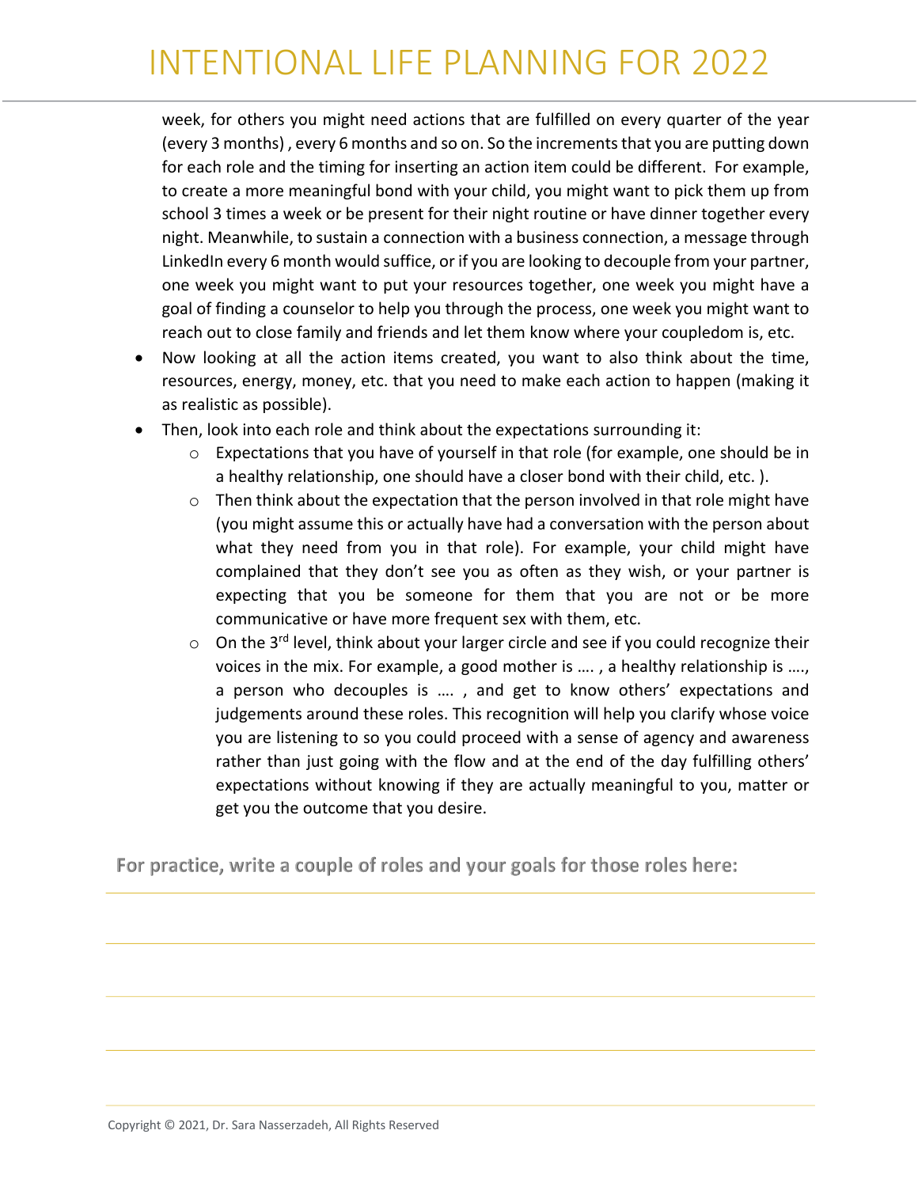week, for others you might need actions that are fulfilled on every quarter of the year (every 3 months) , every 6 months and so on. So the increments that you are putting down for each role and the timing for inserting an action item could be different. For example, to create a more meaningful bond with your child, you might want to pick them up from school 3 times a week or be present for their night routine or have dinner together every night. Meanwhile, to sustain a connection with a business connection, a message through LinkedIn every 6 month would suffice, or if you are looking to decouple from your partner, one week you might want to put your resources together, one week you might have a goal of finding a counselor to help you through the process, one week you might want to reach out to close family and friends and let them know where your coupledom is, etc.

- Now looking at all the action items created, you want to also think about the time, resources, energy, money, etc. that you need to make each action to happen (making it as realistic as possible).
- Then, look into each role and think about the expectations surrounding it:
  - Expectations that you have of yourself in that role (for example, one should be in a healthy relationship, one should have a closer bond with their child, etc. ).
  - Then think about the expectation that the person involved in that role might have (you might assume this or actually have had a conversation with the person about what they need from you in that role). For example, your child might have complained that they don't see you as often as they wish, or your partner is expecting that you be someone for them that you are not or be more communicative or have more frequent sex with them, etc.
  - On the 3rd level, think about your larger circle and see if you could recognize their voices in the mix. For example, a good mother is …. , a healthy relationship is ….., a person who decouples is …. , and get to know others' expectations and judgements around these roles. This recognition will help you clarify whose voice you are listening to so you could proceed with a sense of agency and awareness rather than just going with the flow and at the end of the day fulfilling others' expectations without knowing if they are actually meaningful to you, matter or get you the outcome that you desire.

**For practice, write a couple of roles and your goals for those roles here:**

---

---

---

---

---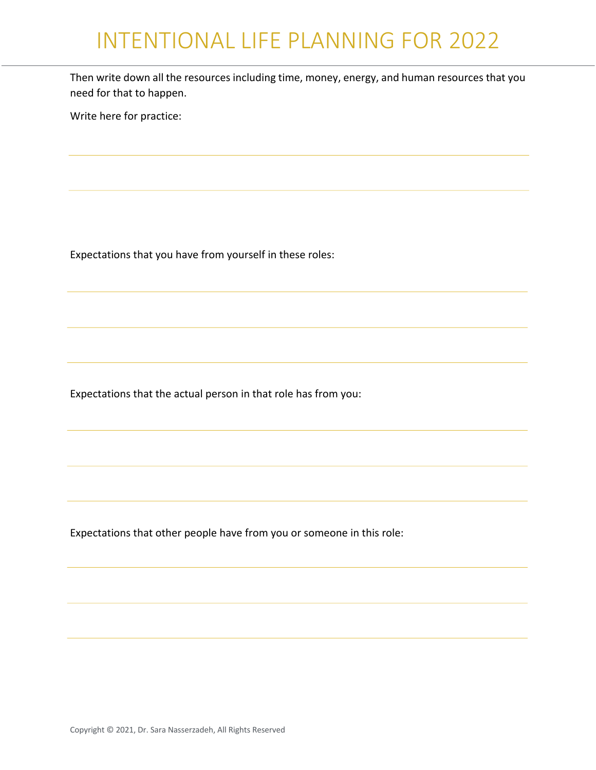Then write down all the resources including time, money, energy, and human resources that you need for that to happen.

Write here for practice:

Expectations that you have from yourself in these roles:

Expectations that the actual person in that role has from you:

Expectations that other people have from you or someone in this role:

Copyright © 2021, Dr. Sara Nasserzadeh, All Rights Reserved